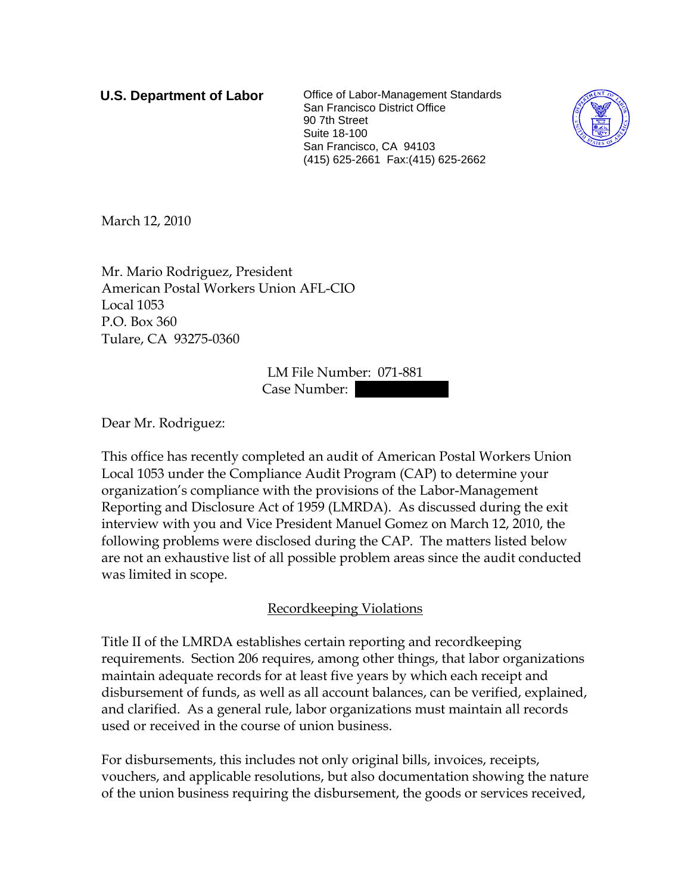**U.S. Department of Labor**

Office of Labor-Management Standards
San Francisco District Office
90 7th Street
Suite 18-100
San Francisco, CA 94103
(415) 625-2661 Fax:(415) 625-2662

March 12, 2010

Mr. Mario Rodriguez, President
American Postal Workers Union AFL-CIO
Local 1053
P.O. Box 360
Tulare, CA 93275-0360

LM File Number: 071-881
Case Number:

Dear Mr. Rodriguez:

This office has recently completed an audit of American Postal Workers Union Local 1053 under the Compliance Audit Program (CAP) to determine your organization's compliance with the provisions of the Labor-Management Reporting and Disclosure Act of 1959 (LMRDA). As discussed during the exit interview with you and Vice President Manuel Gomez on March 12, 2010, the following problems were disclosed during the CAP. The matters listed below are not an exhaustive list of all possible problem areas since the audit conducted was limited in scope.

## Recordkeeping Violations

Title II of the LMRDA establishes certain reporting and recordkeeping requirements. Section 206 requires, among other things, that labor organizations maintain adequate records for at least five years by which each receipt and disbursement of funds, as well as all account balances, can be verified, explained, and clarified. As a general rule, labor organizations must maintain all records used or received in the course of union business.

For disbursements, this includes not only original bills, invoices, receipts, vouchers, and applicable resolutions, but also documentation showing the nature of the union business requiring the disbursement, the goods or services received,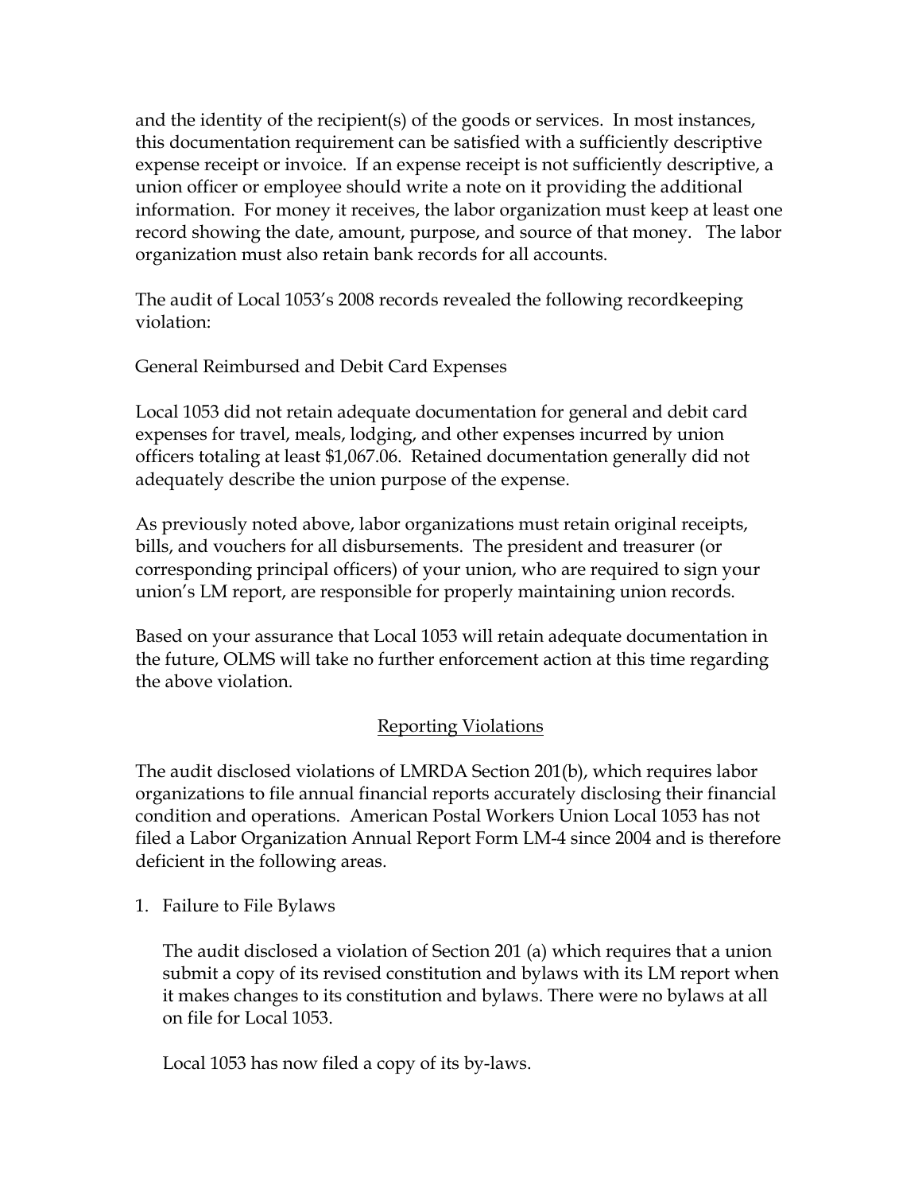and the identity of the recipient(s) of the goods or services. In most instances, this documentation requirement can be satisfied with a sufficiently descriptive expense receipt or invoice. If an expense receipt is not sufficiently descriptive, a union officer or employee should write a note on it providing the additional information. For money it receives, the labor organization must keep at least one record showing the date, amount, purpose, and source of that money. The labor organization must also retain bank records for all accounts.

The audit of Local 1053's 2008 records revealed the following recordkeeping violation:

General Reimbursed and Debit Card Expenses

Local 1053 did not retain adequate documentation for general and debit card expenses for travel, meals, lodging, and other expenses incurred by union officers totaling at least $1,067.06. Retained documentation generally did not adequately describe the union purpose of the expense.

As previously noted above, labor organizations must retain original receipts, bills, and vouchers for all disbursements. The president and treasurer (or corresponding principal officers) of your union, who are required to sign your union's LM report, are responsible for properly maintaining union records.

Based on your assurance that Local 1053 will retain adequate documentation in the future, OLMS will take no further enforcement action at this time regarding the above violation.

## Reporting Violations

The audit disclosed violations of LMRDA Section 201(b), which requires labor organizations to file annual financial reports accurately disclosing their financial condition and operations. American Postal Workers Union Local 1053 has not filed a Labor Organization Annual Report Form LM-4 since 2004 and is therefore deficient in the following areas.

1. Failure to File Bylaws

   The audit disclosed a violation of Section 201 (a) which requires that a union submit a copy of its revised constitution and bylaws with its LM report when it makes changes to its constitution and bylaws. There were no bylaws at all on file for Local 1053.

   Local 1053 has now filed a copy of its by-laws.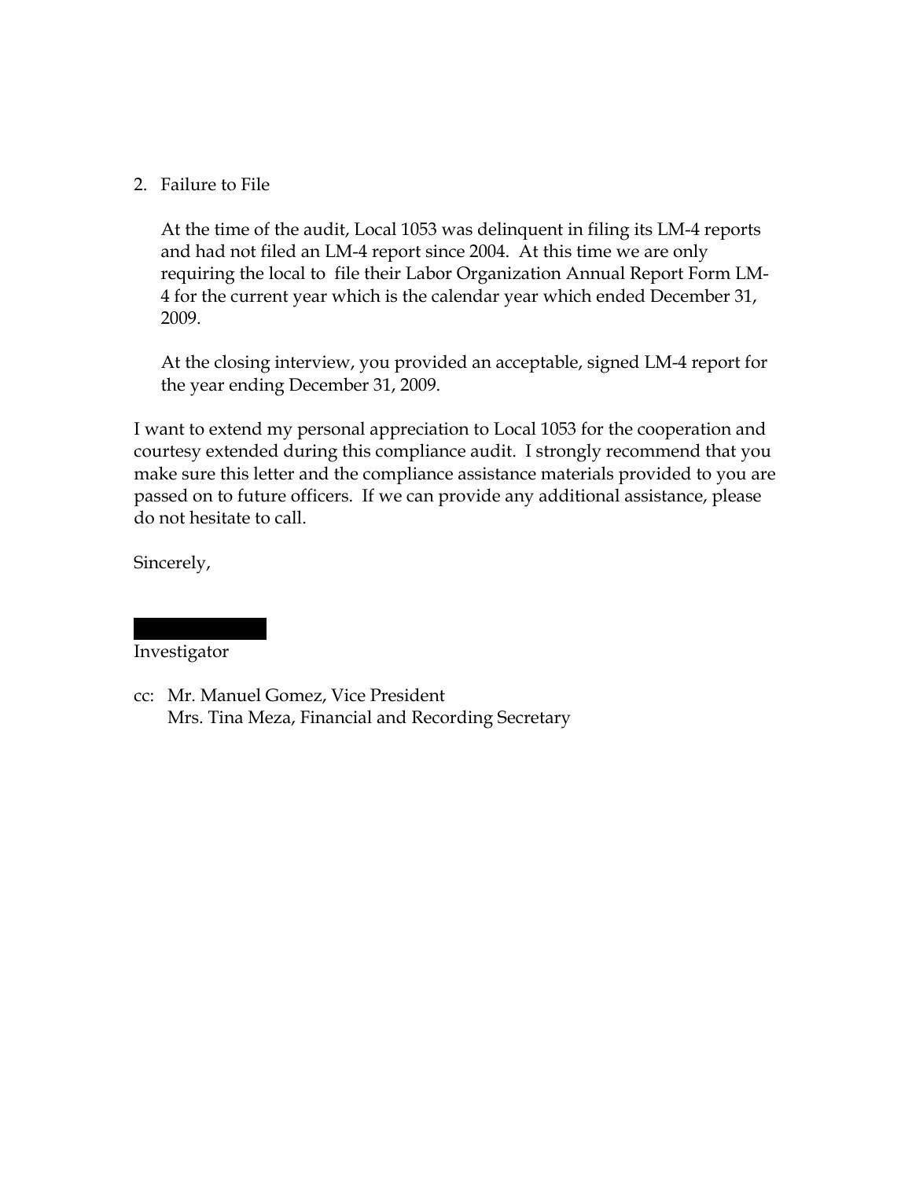2. Failure to File

   At the time of the audit, Local 1053 was delinquent in filing its LM-4 reports and had not filed an LM-4 report since 2004. At this time we are only requiring the local to file their Labor Organization Annual Report Form LM-4 for the current year which is the calendar year which ended December 31, 2009.

   At the closing interview, you provided an acceptable, signed LM-4 report for the year ending December 31, 2009.

I want to extend my personal appreciation to Local 1053 for the cooperation and courtesy extended during this compliance audit. I strongly recommend that you make sure this letter and the compliance assistance materials provided to you are passed on to future officers. If we can provide any additional assistance, please do not hesitate to call.

Sincerely,

Investigator

cc: Mr. Manuel Gomez, Vice President
    Mrs. Tina Meza, Financial and Recording Secretary